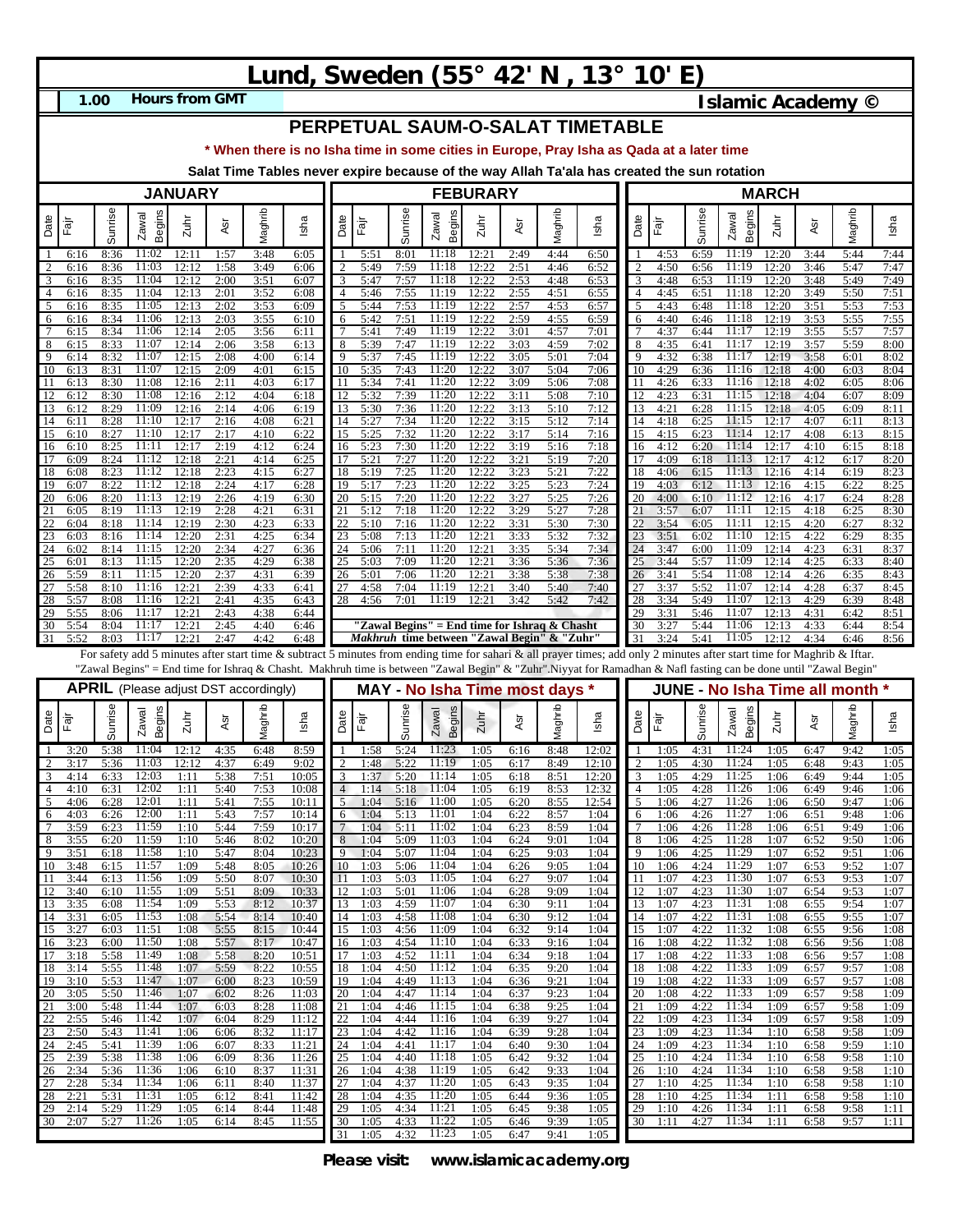# Lund, Sweden (55° 42' N , 13° 10' E)

**1.00 Hours from GMT** — **Islamic Academy ©**

## PERPETUAL SAUM-O-SALAT TIMETABLE

*** When there is no Isha time in some cities in Europe, Pray Isha as Qada at a later time**

**Salat Time Tables never expire because of the way Allah Ta'ala has created the sun rotation**

### JANUARY

| Date | Fajr | Sunrise | Zawal Begins | Zuhr | Asr | Maghrib | Isha |
|---|---|---|---|---|---|---|---|
| 1 | 6:16 | 8:36 | 11:02 | 12:11 | 1:57 | 3:48 | 6:05 |
| 2 | 6:16 | 8:36 | 11:03 | 12:12 | 1:58 | 3:49 | 6:06 |
| 3 | 6:16 | 8:35 | 11:04 | 12:12 | 2:00 | 3:51 | 6:07 |
| 4 | 6:16 | 8:35 | 11:04 | 12:13 | 2:01 | 3:52 | 6:08 |
| 5 | 6:16 | 8:35 | 11:05 | 12:13 | 2:02 | 3:53 | 6:09 |
| 6 | 6:16 | 8:34 | 11:06 | 12:13 | 2:03 | 3:55 | 6:10 |
| 7 | 6:15 | 8:34 | 11:06 | 12:14 | 2:05 | 3:56 | 6:11 |
| 8 | 6:15 | 8:33 | 11:07 | 12:14 | 2:06 | 3:58 | 6:13 |
| 9 | 6:14 | 8:32 | 11:07 | 12:15 | 2:08 | 4:00 | 6:14 |
| 10 | 6:13 | 8:31 | 11:07 | 12:15 | 2:09 | 4:01 | 6:15 |
| 11 | 6:13 | 8:30 | 11:08 | 12:16 | 2:11 | 4:03 | 6:17 |
| 12 | 6:13 | 8:30 | 11:08 | 12:16 | 2:12 | 4:04 | 6:18 |
| 13 | 6:12 | 8:29 | 11:09 | 12:16 | 2:14 | 4:06 | 6:19 |
| 14 | 6:11 | 8:28 | 11:10 | 12:17 | 2:16 | 4:08 | 6:21 |
| 15 | 6:10 | 8:27 | 11:10 | 12:17 | 2:17 | 4:10 | 6:22 |
| 16 | 6:10 | 8:25 | 11:11 | 12:17 | 2:19 | 4:12 | 6:24 |
| 17 | 6:09 | 8:24 | 11:12 | 12:18 | 2:21 | 4:14 | 6:25 |
| 18 | 6:08 | 8:23 | 11:12 | 12:18 | 2:23 | 4:15 | 6:27 |
| 19 | 6:07 | 8:22 | 11:12 | 12:18 | 2:24 | 4:17 | 6:28 |
| 20 | 6:06 | 8:20 | 11:13 | 12:19 | 2:26 | 4:19 | 6:30 |
| 21 | 6:05 | 8:19 | 11:13 | 12:19 | 2:28 | 4:21 | 6:31 |
| 22 | 6:04 | 8:18 | 11:14 | 12:19 | 2:30 | 4:23 | 6:33 |
| 23 | 6:03 | 8:16 | 11:14 | 12:20 | 2:31 | 4:25 | 6:34 |
| 24 | 6:02 | 8:14 | 11:15 | 12:20 | 2:34 | 4:27 | 6:36 |
| 25 | 6:01 | 8:13 | 11:15 | 12:20 | 2:35 | 4:29 | 6:38 |
| 26 | 5:59 | 8:11 | 11:15 | 12:20 | 2:37 | 4:31 | 6:39 |
| 27 | 5:58 | 8:10 | 11:16 | 12:21 | 2:39 | 4:33 | 6:41 |
| 28 | 5:57 | 8:08 | 11:16 | 12:21 | 2:41 | 4:35 | 6:43 |
| 29 | 5:55 | 8:06 | 11:17 | 12:21 | 2:43 | 4:38 | 6:44 |
| 30 | 5:54 | 8:04 | 11:17 | 12:21 | 2:45 | 4:40 | 6:46 |
| 31 | 5:52 | 8:03 | 11:17 | 12:21 | 2:47 | 4:42 | 6:48 |

### FEBURARY

| Date | Fajr | Sunrise | Zawal Begins | Zuhr | Asr | Maghrib | Isha |
|---|---|---|---|---|---|---|---|
| 1 | 5:51 | 8:01 | 11:18 | 12:21 | 2:49 | 4:44 | 6:50 |
| 2 | 5:49 | 7:59 | 11:18 | 12:22 | 2:51 | 4:46 | 6:52 |
| 3 | 5:47 | 7:57 | 11:18 | 12:22 | 2:53 | 4:48 | 6:53 |
| 4 | 5:46 | 7:55 | 11:19 | 12:22 | 2:55 | 4:51 | 6:55 |
| 5 | 5:44 | 7:53 | 11:19 | 12:22 | 2:57 | 4:53 | 6:57 |
| 6 | 5:42 | 7:51 | 11:19 | 12:22 | 2:59 | 4:55 | 6:59 |
| 7 | 5:41 | 7:49 | 11:19 | 12:22 | 3:01 | 4:57 | 7:01 |
| 8 | 5:39 | 7:47 | 11:19 | 12:22 | 3:03 | 4:59 | 7:02 |
| 9 | 5:37 | 7:45 | 11:19 | 12:22 | 3:05 | 5:01 | 7:04 |
| 10 | 5:35 | 7:43 | 11:20 | 12:22 | 3:07 | 5:04 | 7:06 |
| 11 | 5:34 | 7:41 | 11:20 | 12:22 | 3:09 | 5:06 | 7:08 |
| 12 | 5:32 | 7:39 | 11:20 | 12:22 | 3:11 | 5:08 | 7:10 |
| 13 | 5:30 | 7:36 | 11:20 | 12:22 | 3:13 | 5:10 | 7:12 |
| 14 | 5:27 | 7:34 | 11:20 | 12:22 | 3:15 | 5:12 | 7:14 |
| 15 | 5:25 | 7:32 | 11:20 | 12:22 | 3:17 | 5:14 | 7:16 |
| 16 | 5:23 | 7:30 | 11:20 | 12:22 | 3:19 | 5:16 | 7:18 |
| 17 | 5:21 | 7:27 | 11:20 | 12:22 | 3:21 | 5:19 | 7:20 |
| 18 | 5:19 | 7:25 | 11:20 | 12:22 | 3:23 | 5:21 | 7:22 |
| 19 | 5:17 | 7:23 | 11:20 | 12:22 | 3:25 | 5:23 | 7:24 |
| 20 | 5:15 | 7:20 | 11:20 | 12:22 | 3:27 | 5:25 | 7:26 |
| 21 | 5:12 | 7:18 | 11:20 | 12:22 | 3:29 | 5:27 | 7:28 |
| 22 | 5:10 | 7:16 | 11:20 | 12:22 | 3:31 | 5:30 | 7:30 |
| 23 | 5:08 | 7:13 | 11:20 | 12:21 | 3:33 | 5:32 | 7:32 |
| 24 | 5:06 | 7:11 | 11:20 | 12:21 | 3:35 | 5:34 | 7:34 |
| 25 | 5:03 | 7:09 | 11:20 | 12:21 | 3:36 | 5:36 | 7:36 |
| 26 | 5:01 | 7:06 | 11:20 | 12:21 | 3:38 | 5:38 | 7:38 |
| 27 | 4:58 | 7:04 | 11:19 | 12:21 | 3:40 | 5:40 | 7:40 |
| 28 | 4:56 | 7:01 | 11:19 | 12:21 | 3:42 | 5:42 | 7:42 |

**"Zawal Begins" = End time for Ishraq & Chasht**
***Makhruh* time between "Zawal Begin" & "Zuhr"**

### MARCH

| Date | Fajr | Sunrise | Zawal Begins | Zuhr | Asr | Maghrib | Isha |
|---|---|---|---|---|---|---|---|
| 1 | 4:53 | 6:59 | 11:19 | 12:20 | 3:44 | 5:44 | 7:44 |
| 2 | 4:50 | 6:56 | 11:19 | 12:20 | 3:46 | 5:47 | 7:47 |
| 3 | 4:48 | 6:53 | 11:19 | 12:20 | 3:48 | 5:49 | 7:49 |
| 4 | 4:45 | 6:51 | 11:18 | 12:20 | 3:49 | 5:50 | 7:51 |
| 5 | 4:43 | 6:48 | 11:18 | 12:20 | 3:51 | 5:53 | 7:53 |
| 6 | 4:40 | 6:46 | 11:18 | 12:19 | 3:53 | 5:55 | 7:55 |
| 7 | 4:37 | 6:44 | 11:17 | 12:19 | 3:55 | 5:57 | 7:57 |
| 8 | 4:35 | 6:41 | 11:17 | 12:19 | 3:57 | 5:59 | 8:00 |
| 9 | 4:32 | 6:38 | 11:17 | 12:19 | 3:58 | 6:01 | 8:02 |
| 10 | 4:29 | 6:36 | 11:16 | 12:18 | 4:00 | 6:03 | 8:04 |
| 11 | 4:26 | 6:33 | 11:16 | 12:18 | 4:02 | 6:05 | 8:06 |
| 12 | 4:23 | 6:31 | 11:15 | 12:18 | 4:04 | 6:07 | 8:09 |
| 13 | 4:21 | 6:28 | 11:15 | 12:18 | 4:05 | 6:09 | 8:11 |
| 14 | 4:18 | 6:25 | 11:15 | 12:17 | 4:07 | 6:11 | 8:13 |
| 15 | 4:15 | 6:23 | 11:14 | 12:17 | 4:08 | 6:13 | 8:15 |
| 16 | 4:12 | 6:20 | 11:14 | 12:17 | 4:10 | 6:15 | 8:18 |
| 17 | 4:09 | 6:18 | 11:13 | 12:17 | 4:12 | 6:17 | 8:20 |
| 18 | 4:06 | 6:15 | 11:13 | 12:16 | 4:14 | 6:19 | 8:23 |
| 19 | 4:03 | 6:12 | 11:13 | 12:16 | 4:15 | 6:22 | 8:25 |
| 20 | 4:00 | 6:10 | 11:12 | 12:16 | 4:17 | 6:24 | 8:28 |
| 21 | 3:57 | 6:07 | 11:11 | 12:15 | 4:18 | 6:25 | 8:30 |
| 22 | 3:54 | 6:05 | 11:11 | 12:15 | 4:20 | 6:27 | 8:32 |
| 23 | 3:51 | 6:02 | 11:10 | 12:15 | 4:22 | 6:29 | 8:35 |
| 24 | 3:47 | 6:00 | 11:09 | 12:14 | 4:23 | 6:31 | 8:37 |
| 25 | 3:44 | 5:57 | 11:09 | 12:14 | 4:25 | 6:33 | 8:40 |
| 26 | 3:41 | 5:54 | 11:08 | 12:14 | 4:26 | 6:35 | 8:43 |
| 27 | 3:37 | 5:52 | 11:07 | 12:14 | 4:28 | 6:37 | 8:45 |
| 28 | 3:34 | 5:49 | 11:07 | 12:13 | 4:29 | 6:39 | 8:48 |
| 29 | 3:31 | 5:46 | 11:07 | 12:13 | 4:31 | 6:42 | 8:51 |
| 30 | 3:27 | 5:44 | 11:06 | 12:13 | 4:33 | 6:44 | 8:54 |
| 31 | 3:24 | 5:41 | 11:05 | 12:12 | 4:34 | 6:46 | 8:56 |

For safety add 5 minutes after start time & subtract 5 minutes from ending time for sahari & all prayer times; add only 2 minutes after start time for Maghrib & Iftar. "Zawal Begins" = End time for Ishraq & Chasht. Makhruh time is between "Zawal Begin" & "Zuhr".Niyyat for Ramadhan & Nafl fasting can be done until "Zawal Begin"

### APRIL (Please adjust DST accordingly)

| Date | Fajr | Sunrise | Zawal Begins | Zuhr | Asr | Maghrib | Isha |
|---|---|---|---|---|---|---|---|
| 1 | 3:20 | 5:38 | 11:04 | 12:12 | 4:35 | 6:48 | 8:59 |
| 2 | 3:17 | 5:36 | 11:03 | 12:12 | 4:37 | 6:49 | 9:02 |
| 3 | 4:14 | 6:33 | 12:03 | 1:11 | 5:38 | 7:51 | 10:05 |
| 4 | 4:10 | 6:31 | 12:02 | 1:11 | 5:40 | 7:53 | 10:08 |
| 5 | 4:06 | 6:28 | 12:01 | 1:11 | 5:41 | 7:55 | 10:11 |
| 6 | 4:03 | 6:26 | 12:00 | 1:10 | 5:43 | 7:57 | 10:14 |
| 7 | 3:59 | 6:23 | 11:59 | 1:10 | 5:44 | 7:59 | 10:17 |
| 8 | 3:55 | 6:20 | 11:59 | 1:10 | 5:46 | 8:02 | 10:20 |
| 9 | 3:51 | 6:18 | 11:58 | 1:10 | 5:47 | 8:04 | 10:23 |
| 10 | 3:48 | 6:15 | 11:57 | 1:09 | 5:48 | 8:05 | 10:26 |
| 11 | 3:44 | 6:13 | 11:56 | 1:09 | 5:50 | 8:07 | 10:30 |
| 12 | 3:40 | 6:10 | 11:55 | 1:09 | 5:51 | 8:09 | 10:33 |
| 13 | 3:35 | 6:08 | 11:54 | 1:09 | 5:53 | 8:12 | 10:37 |
| 14 | 3:31 | 6:05 | 11:53 | 1:08 | 5:54 | 8:14 | 10:40 |
| 15 | 3:27 | 6:03 | 11:51 | 1:08 | 5:55 | 8:15 | 10:44 |
| 16 | 3:23 | 6:00 | 11:50 | 1:08 | 5:57 | 8:17 | 10:47 |
| 17 | 3:18 | 5:58 | 11:49 | 1:08 | 5:58 | 8:20 | 10:51 |
| 18 | 3:14 | 5:55 | 11:48 | 1:07 | 5:59 | 8:22 | 10:55 |
| 19 | 3:10 | 5:53 | 11:47 | 1:07 | 6:00 | 8:23 | 10:59 |
| 20 | 3:05 | 5:50 | 11:46 | 1:07 | 6:02 | 8:26 | 11:03 |
| 21 | 3:00 | 5:48 | 11:44 | 1:07 | 6:03 | 8:28 | 11:08 |
| 22 | 2:55 | 5:46 | 11:42 | 1:07 | 6:04 | 8:29 | 11:12 |
| 23 | 2:50 | 5:43 | 11:41 | 1:06 | 6:06 | 8:32 | 11:17 |
| 24 | 2:45 | 5:41 | 11:39 | 1:06 | 6:07 | 8:33 | 11:21 |
| 25 | 2:39 | 5:38 | 11:38 | 1:06 | 6:09 | 8:36 | 11:26 |
| 26 | 2:34 | 5:36 | 11:36 | 1:06 | 6:10 | 8:37 | 11:31 |
| 27 | 2:28 | 5:34 | 11:34 | 1:06 | 6:11 | 8:40 | 11:37 |
| 28 | 2:21 | 5:31 | 11:31 | 1:05 | 6:12 | 8:41 | 11:42 |
| 29 | 2:14 | 5:29 | 11:29 | 1:05 | 6:14 | 8:44 | 11:48 |
| 30 | 2:07 | 5:27 | 11:26 | 1:05 | 6:14 | 8:45 | 11:55 |

### MAY - No Isha Time most days *

| Date | Fajr | Sunrise | Zawal Begins | Zuhr | Asr | Maghrib | Isha |
|---|---|---|---|---|---|---|---|
| 1 | 1:58 | 5:24 | 11:23 | 1:05 | 6:16 | 8:48 | 12:02 |
| 2 | 1:48 | 5:22 | 11:19 | 1:05 | 6:17 | 8:49 | 12:10 |
| 3 | 1:37 | 5:20 | 11:14 | 1:05 | 6:18 | 8:51 | 12:20 |
| 4 | 1:14 | 5:18 | 11:04 | 1:05 | 6:19 | 8:53 | 12:32 |
| 5 | 1:04 | 5:16 | 11:00 | 1:05 | 6:20 | 8:55 | 12:54 |
| 6 | 1:04 | 5:13 | 11:01 | 1:04 | 6:22 | 8:57 | 1:04 |
| 7 | 1:04 | 5:11 | 11:02 | 1:04 | 6:23 | 8:59 | 1:04 |
| 8 | 1:04 | 5:09 | 11:03 | 1:04 | 6:24 | 9:01 | 1:04 |
| 9 | 1:04 | 5:07 | 11:04 | 1:04 | 6:25 | 9:03 | 1:04 |
| 10 | 1:03 | 5:06 | 11:04 | 1:04 | 6:26 | 9:05 | 1:04 |
| 11 | 1:03 | 5:03 | 11:05 | 1:04 | 6:27 | 9:07 | 1:04 |
| 12 | 1:03 | 5:01 | 11:06 | 1:04 | 6:28 | 9:09 | 1:04 |
| 13 | 1:03 | 4:59 | 11:07 | 1:04 | 6:30 | 9:11 | 1:04 |
| 14 | 1:03 | 4:58 | 11:08 | 1:04 | 6:30 | 9:12 | 1:04 |
| 15 | 1:03 | 4:56 | 11:09 | 1:04 | 6:32 | 9:14 | 1:04 |
| 16 | 1:03 | 4:54 | 11:10 | 1:04 | 6:33 | 9:16 | 1:04 |
| 17 | 1:03 | 4:52 | 11:11 | 1:04 | 6:34 | 9:18 | 1:04 |
| 18 | 1:04 | 4:50 | 11:12 | 1:04 | 6:35 | 9:20 | 1:04 |
| 19 | 1:04 | 4:49 | 11:13 | 1:04 | 6:36 | 9:21 | 1:04 |
| 20 | 1:04 | 4:47 | 11:14 | 1:04 | 6:37 | 9:23 | 1:04 |
| 21 | 1:04 | 4:46 | 11:15 | 1:04 | 6:38 | 9:25 | 1:04 |
| 22 | 1:04 | 4:44 | 11:16 | 1:04 | 6:39 | 9:27 | 1:04 |
| 23 | 1:04 | 4:42 | 11:16 | 1:04 | 6:39 | 9:28 | 1:04 |
| 24 | 1:04 | 4:41 | 11:17 | 1:04 | 6:40 | 9:30 | 1:04 |
| 25 | 1:04 | 4:40 | 11:18 | 1:05 | 6:42 | 9:32 | 1:04 |
| 26 | 1:04 | 4:38 | 11:19 | 1:05 | 6:42 | 9:33 | 1:04 |
| 27 | 1:04 | 4:37 | 11:20 | 1:05 | 6:43 | 9:35 | 1:04 |
| 28 | 1:04 | 4:35 | 11:20 | 1:05 | 6:44 | 9:36 | 1:05 |
| 29 | 1:05 | 4:34 | 11:21 | 1:05 | 6:45 | 9:38 | 1:05 |
| 30 | 1:05 | 4:33 | 11:22 | 1:05 | 6:46 | 9:39 | 1:05 |
| 31 | 1:05 | 4:32 | 11:23 | 1:05 | 6:47 | 9:41 | 1:05 |

### JUNE - No Isha Time all month *

| Date | Fajr | Sunrise | Zawal Begins | Zuhr | Asr | Maghrib | Isha |
|---|---|---|---|---|---|---|---|
| 1 | 1:05 | 4:31 | 11:24 | 1:05 | 6:47 | 9:42 | 1:05 |
| 2 | 1:05 | 4:30 | 11:24 | 1:05 | 6:48 | 9:43 | 1:05 |
| 3 | 1:05 | 4:29 | 11:25 | 1:06 | 6:49 | 9:44 | 1:05 |
| 4 | 1:05 | 4:28 | 11:26 | 1:06 | 6:49 | 9:46 | 1:06 |
| 5 | 1:06 | 4:27 | 11:26 | 1:06 | 6:50 | 9:47 | 1:06 |
| 6 | 1:06 | 4:26 | 11:27 | 1:06 | 6:51 | 9:48 | 1:06 |
| 7 | 1:06 | 4:26 | 11:28 | 1:06 | 6:51 | 9:49 | 1:06 |
| 8 | 1:06 | 4:25 | 11:28 | 1:07 | 6:52 | 9:50 | 1:06 |
| 9 | 1:06 | 4:25 | 11:29 | 1:07 | 6:52 | 9:51 | 1:06 |
| 10 | 1:06 | 4:24 | 11:29 | 1:07 | 6:53 | 9:52 | 1:07 |
| 11 | 1:07 | 4:23 | 11:30 | 1:07 | 6:53 | 9:53 | 1:07 |
| 12 | 1:07 | 4:23 | 11:30 | 1:07 | 6:54 | 9:53 | 1:07 |
| 13 | 1:07 | 4:23 | 11:31 | 1:08 | 6:55 | 9:54 | 1:07 |
| 14 | 1:07 | 4:22 | 11:31 | 1:08 | 6:55 | 9:55 | 1:07 |
| 15 | 1:07 | 4:22 | 11:32 | 1:08 | 6:55 | 9:56 | 1:08 |
| 16 | 1:08 | 4:22 | 11:32 | 1:08 | 6:56 | 9:56 | 1:08 |
| 17 | 1:08 | 4:22 | 11:33 | 1:08 | 6:56 | 9:57 | 1:08 |
| 18 | 1:08 | 4:22 | 11:33 | 1:09 | 6:57 | 9:57 | 1:08 |
| 19 | 1:08 | 4:22 | 11:33 | 1:09 | 6:57 | 9:57 | 1:08 |
| 20 | 1:08 | 4:22 | 11:33 | 1:09 | 6:57 | 9:58 | 1:09 |
| 21 | 1:09 | 4:22 | 11:34 | 1:09 | 6:57 | 9:58 | 1:09 |
| 22 | 1:09 | 4:23 | 11:34 | 1:09 | 6:57 | 9:58 | 1:09 |
| 23 | 1:09 | 4:23 | 11:34 | 1:10 | 6:58 | 9:58 | 1:09 |
| 24 | 1:09 | 4:23 | 11:34 | 1:10 | 6:58 | 9:59 | 1:10 |
| 25 | 1:10 | 4:24 | 11:34 | 1:10 | 6:58 | 9:58 | 1:10 |
| 26 | 1:10 | 4:24 | 11:34 | 1:10 | 6:58 | 9:58 | 1:10 |
| 27 | 1:10 | 4:25 | 11:34 | 1:10 | 6:58 | 9:58 | 1:10 |
| 28 | 1:10 | 4:25 | 11:34 | 1:11 | 6:58 | 9:58 | 1:10 |
| 29 | 1:10 | 4:26 | 11:34 | 1:11 | 6:58 | 9:58 | 1:11 |
| 30 | 1:11 | 4:27 | 11:34 | 1:11 | 6:58 | 9:57 | 1:11 |

**Please visit: www.islamicacademy.org**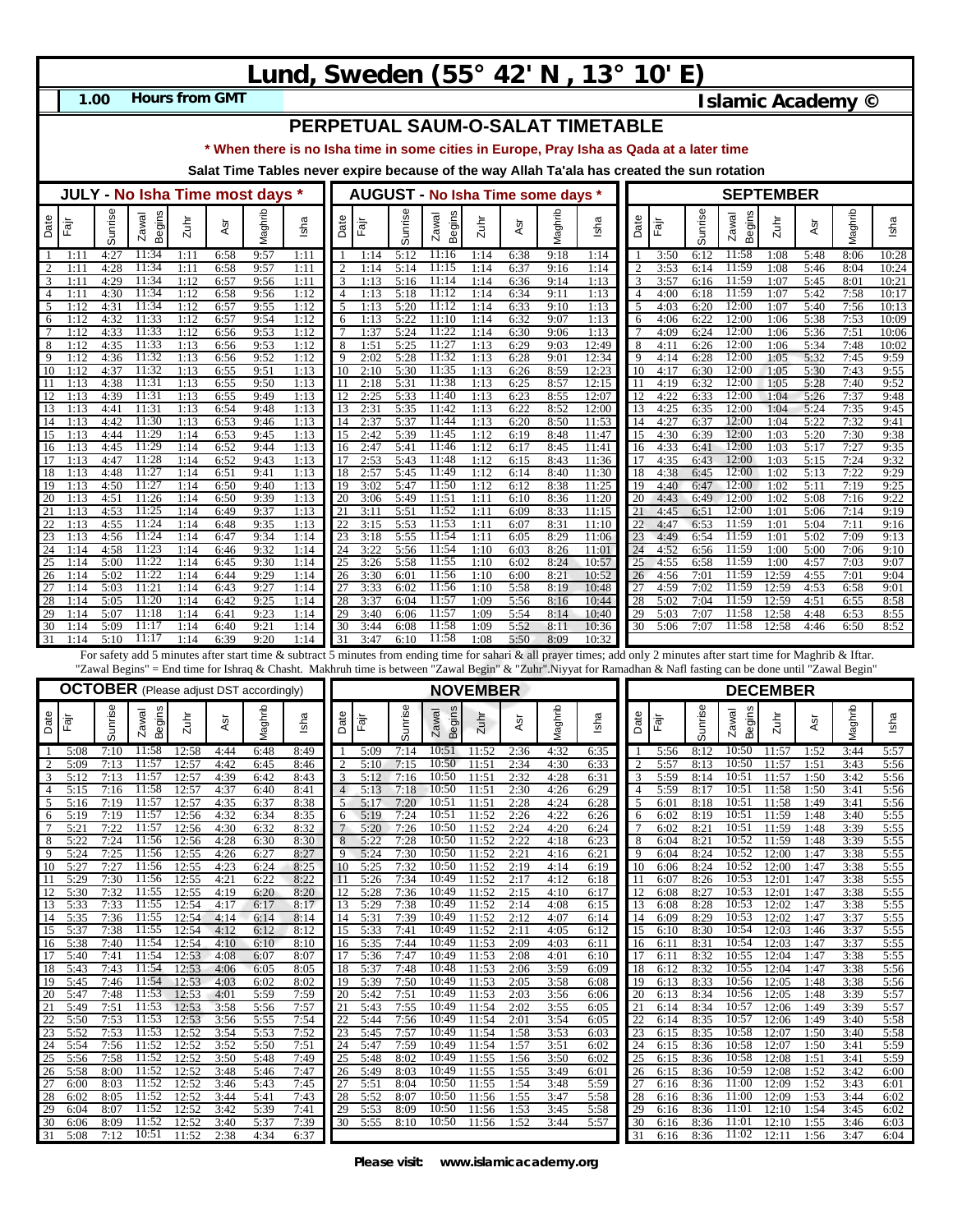# Lund, Sweden (55° 42' N , 13° 10' E)

**1.00 Hours from GMT**

**Islamic Academy ©**

## PERPETUAL SAUM-O-SALAT TIMETABLE

*** When there is no Isha time in some cities in Europe, Pray Isha as Qada at a later time**

**Salat Time Tables never expire because of the way Allah Ta'ala has created the sun rotation**

### JULY - No Isha Time most days *

| Date | Fajr | Sunrise | Zawal Begins | Zuhr | Asr | Maghrib | Isha |
|---|---|---|---|---|---|---|---|
| 1 | 1:11 | 4:27 | 11:34 | 1:11 | 6:58 | 9:57 | 1:11 |
| 2 | 1:11 | 4:28 | 11:34 | 1:11 | 6:58 | 9:57 | 1:11 |
| 3 | 1:11 | 4:29 | 11:34 | 1:12 | 6:57 | 9:56 | 1:11 |
| 4 | 1:11 | 4:30 | 11:34 | 1:12 | 6:58 | 9:56 | 1:12 |
| 5 | 1:12 | 4:31 | 11:34 | 1:12 | 6:57 | 9:55 | 1:12 |
| 6 | 1:12 | 4:32 | 11:33 | 1:12 | 6:57 | 9:54 | 1:12 |
| 7 | 1:12 | 4:33 | 11:33 | 1:12 | 6:56 | 9:53 | 1:12 |
| 8 | 1:12 | 4:35 | 11:33 | 1:13 | 6:56 | 9:53 | 1:12 |
| 9 | 1:12 | 4:36 | 11:32 | 1:13 | 6:56 | 9:52 | 1:12 |
| 10 | 1:12 | 4:37 | 11:32 | 1:13 | 6:55 | 9:51 | 1:13 |
| 11 | 1:13 | 4:38 | 11:31 | 1:13 | 6:55 | 9:50 | 1:13 |
| 12 | 1:13 | 4:39 | 11:31 | 1:13 | 6:55 | 9:49 | 1:13 |
| 13 | 1:13 | 4:41 | 11:31 | 1:13 | 6:54 | 9:48 | 1:13 |
| 14 | 1:13 | 4:42 | 11:30 | 1:13 | 6:53 | 9:46 | 1:13 |
| 15 | 1:13 | 4:44 | 11:29 | 1:14 | 6:53 | 9:45 | 1:13 |
| 16 | 1:13 | 4:45 | 11:29 | 1:14 | 6:52 | 9:44 | 1:13 |
| 17 | 1:13 | 4:47 | 11:28 | 1:14 | 6:52 | 9:43 | 1:13 |
| 18 | 1:13 | 4:48 | 11:27 | 1:14 | 6:51 | 9:41 | 1:13 |
| 19 | 1:13 | 4:50 | 11:27 | 1:14 | 6:50 | 9:40 | 1:13 |
| 20 | 1:13 | 4:51 | 11:26 | 1:14 | 6:50 | 9:39 | 1:13 |
| 21 | 1:13 | 4:53 | 11:25 | 1:14 | 6:49 | 9:37 | 1:13 |
| 22 | 1:13 | 4:55 | 11:24 | 1:14 | 6:48 | 9:35 | 1:13 |
| 23 | 1:13 | 4:56 | 11:24 | 1:14 | 6:47 | 9:34 | 1:14 |
| 24 | 1:14 | 4:58 | 11:23 | 1:14 | 6:46 | 9:32 | 1:14 |
| 25 | 1:14 | 5:00 | 11:22 | 1:14 | 6:45 | 9:30 | 1:14 |
| 26 | 1:14 | 5:02 | 11:22 | 1:14 | 6:44 | 9:29 | 1:14 |
| 27 | 1:14 | 5:03 | 11:21 | 1:14 | 6:43 | 9:27 | 1:14 |
| 28 | 1:14 | 5:05 | 11:20 | 1:14 | 6:42 | 9:25 | 1:14 |
| 29 | 1:14 | 5:07 | 11:18 | 1:14 | 6:41 | 9:23 | 1:14 |
| 30 | 1:14 | 5:09 | 11:17 | 1:14 | 6:40 | 9:21 | 1:14 |
| 31 | 1:14 | 5:10 | 11:17 | 1:14 | 6:39 | 9:20 | 1:14 |

### AUGUST - No Isha Time some days *

| Date | Fajr | Sunrise | Zawal Begins | Zuhr | Asr | Maghrib | Isha |
|---|---|---|---|---|---|---|---|
| 1 | 1:14 | 5:12 | 11:16 | 1:14 | 6:38 | 9:18 | 1:14 |
| 2 | 1:14 | 5:14 | 11:15 | 1:14 | 6:37 | 9:16 | 1:14 |
| 3 | 1:13 | 5:16 | 11:14 | 1:14 | 6:36 | 9:14 | 1:13 |
| 4 | 1:13 | 5:18 | 11:12 | 1:14 | 6:34 | 9:11 | 1:13 |
| 5 | 1:13 | 5:20 | 11:12 | 1:14 | 6:33 | 9:10 | 1:13 |
| 6 | 1:13 | 5:22 | 11:10 | 1:14 | 6:32 | 9:07 | 1:13 |
| 7 | 1:37 | 5:24 | 11:22 | 1:14 | 6:30 | 9:06 | 1:13 |
| 8 | 1:51 | 5:25 | 11:27 | 1:13 | 6:29 | 9:03 | 12:49 |
| 9 | 2:02 | 5:28 | 11:32 | 1:13 | 6:28 | 9:01 | 12:34 |
| 10 | 2:10 | 5:30 | 11:35 | 1:13 | 6:26 | 8:59 | 12:23 |
| 11 | 2:18 | 5:31 | 11:38 | 1:13 | 6:25 | 8:57 | 12:15 |
| 12 | 2:25 | 5:33 | 11:40 | 1:13 | 6:23 | 8:55 | 12:07 |
| 13 | 2:31 | 5:35 | 11:42 | 1:13 | 6:22 | 8:52 | 12:00 |
| 14 | 2:37 | 5:37 | 11:44 | 1:13 | 6:20 | 8:50 | 11:53 |
| 15 | 2:42 | 5:39 | 11:45 | 1:12 | 6:19 | 8:48 | 11:47 |
| 16 | 2:47 | 5:41 | 11:46 | 1:12 | 6:17 | 8:45 | 11:41 |
| 17 | 2:53 | 5:43 | 11:48 | 1:12 | 6:15 | 8:43 | 11:36 |
| 18 | 2:57 | 5:45 | 11:49 | 1:12 | 6:14 | 8:40 | 11:30 |
| 19 | 3:02 | 5:47 | 11:50 | 1:12 | 6:12 | 8:38 | 11:25 |
| 20 | 3:06 | 5:49 | 11:51 | 1:11 | 6:10 | 8:36 | 11:20 |
| 21 | 3:11 | 5:51 | 11:52 | 1:11 | 6:09 | 8:33 | 11:15 |
| 22 | 3:15 | 5:53 | 11:53 | 1:11 | 6:07 | 8:31 | 11:10 |
| 23 | 3:18 | 5:55 | 11:54 | 1:11 | 6:05 | 8:29 | 11:06 |
| 24 | 3:22 | 5:56 | 11:54 | 1:10 | 6:03 | 8:26 | 11:01 |
| 25 | 3:26 | 5:58 | 11:55 | 1:10 | 6:02 | 8:24 | 10:57 |
| 26 | 3:30 | 6:01 | 11:56 | 1:10 | 6:00 | 8:21 | 10:52 |
| 27 | 3:33 | 6:02 | 11:56 | 1:10 | 5:58 | 8:19 | 10:48 |
| 28 | 3:37 | 6:04 | 11:57 | 1:09 | 5:56 | 8:16 | 10:44 |
| 29 | 3:40 | 6:06 | 11:57 | 1:09 | 5:54 | 8:14 | 10:40 |
| 30 | 3:44 | 6:08 | 11:58 | 1:09 | 5:52 | 8:11 | 10:36 |
| 31 | 3:47 | 6:10 | 11:58 | 1:08 | 5:50 | 8:09 | 10:32 |

### SEPTEMBER

| Date | Fajr | Sunrise | Zawal Begins | Zuhr | Asr | Maghrib | Isha |
|---|---|---|---|---|---|---|---|
| 1 | 3:50 | 6:12 | 11:58 | 1:08 | 5:48 | 8:06 | 10:28 |
| 2 | 3:53 | 6:14 | 11:59 | 1:08 | 5:46 | 8:04 | 10:24 |
| 3 | 3:57 | 6:16 | 11:59 | 1:07 | 5:45 | 8:01 | 10:21 |
| 4 | 4:00 | 6:18 | 11:59 | 1:07 | 5:42 | 7:58 | 10:17 |
| 5 | 4:03 | 6:20 | 12:00 | 1:07 | 5:40 | 7:56 | 10:13 |
| 6 | 4:06 | 6:22 | 12:00 | 1:06 | 5:38 | 7:53 | 10:09 |
| 7 | 4:09 | 6:24 | 12:00 | 1:06 | 5:36 | 7:51 | 10:06 |
| 8 | 4:11 | 6:26 | 12:00 | 1:06 | 5:34 | 7:48 | 10:02 |
| 9 | 4:14 | 6:28 | 12:00 | 1:05 | 5:32 | 7:45 | 9:59 |
| 10 | 4:17 | 6:30 | 12:00 | 1:05 | 5:30 | 7:43 | 9:55 |
| 11 | 4:19 | 6:32 | 12:00 | 1:05 | 5:28 | 7:40 | 9:52 |
| 12 | 4:22 | 6:33 | 12:00 | 1:04 | 5:26 | 7:37 | 9:48 |
| 13 | 4:25 | 6:35 | 12:00 | 1:04 | 5:24 | 7:35 | 9:45 |
| 14 | 4:27 | 6:37 | 12:00 | 1:04 | 5:22 | 7:32 | 9:41 |
| 15 | 4:30 | 6:39 | 12:00 | 1:03 | 5:20 | 7:30 | 9:38 |
| 16 | 4:33 | 6:41 | 12:00 | 1:03 | 5:17 | 7:27 | 9:35 |
| 17 | 4:35 | 6:43 | 12:00 | 1:03 | 5:15 | 7:24 | 9:32 |
| 18 | 4:38 | 6:45 | 12:00 | 1:02 | 5:13 | 7:22 | 9:29 |
| 19 | 4:40 | 6:47 | 12:00 | 1:02 | 5:11 | 7:19 | 9:25 |
| 20 | 4:43 | 6:49 | 12:00 | 1:02 | 5:08 | 7:16 | 9:22 |
| 21 | 4:45 | 6:51 | 12:00 | 1:01 | 5:06 | 7:14 | 9:19 |
| 22 | 4:47 | 6:53 | 11:59 | 1:01 | 5:04 | 7:11 | 9:16 |
| 23 | 4:49 | 6:54 | 11:59 | 1:01 | 5:02 | 7:09 | 9:13 |
| 24 | 4:52 | 6:56 | 11:59 | 1:00 | 5:00 | 7:06 | 9:10 |
| 25 | 4:55 | 6:58 | 11:59 | 1:00 | 4:57 | 7:03 | 9:07 |
| 26 | 4:56 | 7:01 | 11:59 | 12:59 | 4:55 | 7:01 | 9:04 |
| 27 | 4:59 | 7:02 | 11:59 | 12:59 | 4:53 | 6:58 | 9:01 |
| 28 | 5:02 | 7:04 | 11:59 | 12:59 | 4:51 | 6:55 | 8:58 |
| 29 | 5:03 | 7:07 | 11:58 | 12:58 | 4:48 | 6:53 | 8:55 |
| 30 | 5:06 | 7:07 | 11:58 | 12:58 | 4:46 | 6:50 | 8:52 |

For safety add 5 minutes after start time & subtract 5 minutes from ending time for sahari & all prayer times; add only 2 minutes after start time for Maghrib & Iftar. "Zawal Begin" = End time for Ishraq & Chasht. Makhruh time is between "Zawal Begin" & "Zuhr".Niyyat for Ramadhan & Nafl fasting can be done until "Zawal Begin"

### OCTOBER (Please adjust DST accordingly)

| Date | Fajr | Sunrise | Zawal Begins | Zuhr | Asr | Maghrib | Isha |
|---|---|---|---|---|---|---|---|
| 1 | 5:08 | 7:10 | 11:58 | 12:58 | 4:44 | 6:48 | 8:49 |
| 2 | 5:09 | 7:13 | 11:57 | 12:57 | 4:42 | 6:45 | 8:46 |
| 3 | 5:12 | 7:13 | 11:57 | 12:57 | 4:39 | 6:42 | 8:43 |
| 4 | 5:15 | 7:16 | 11:58 | 12:57 | 4:37 | 6:40 | 8:41 |
| 5 | 5:16 | 7:19 | 11:57 | 12:57 | 4:35 | 6:37 | 8:38 |
| 6 | 5:19 | 7:19 | 11:57 | 12:56 | 4:32 | 6:34 | 8:35 |
| 7 | 5:21 | 7:22 | 11:57 | 12:56 | 4:30 | 6:32 | 8:32 |
| 8 | 5:22 | 7:24 | 11:56 | 12:56 | 4:28 | 6:30 | 8:30 |
| 9 | 5:24 | 7:25 | 11:56 | 12:55 | 4:26 | 6:27 | 8:27 |
| 10 | 5:27 | 7:27 | 11:56 | 12:55 | 4:23 | 6:24 | 8:25 |
| 11 | 5:29 | 7:30 | 11:56 | 12:55 | 4:21 | 6:22 | 8:22 |
| 12 | 5:30 | 7:32 | 11:55 | 12:55 | 4:19 | 6:20 | 8:20 |
| 13 | 5:33 | 7:33 | 11:55 | 12:54 | 4:17 | 6:17 | 8:17 |
| 14 | 5:35 | 7:36 | 11:55 | 12:54 | 4:14 | 6:14 | 8:14 |
| 15 | 5:37 | 7:38 | 11:55 | 12:54 | 4:12 | 6:12 | 8:12 |
| 16 | 5:38 | 7:40 | 11:54 | 12:54 | 4:10 | 6:10 | 8:10 |
| 17 | 5:40 | 7:41 | 11:54 | 12:53 | 4:08 | 6:07 | 8:07 |
| 18 | 5:43 | 7:43 | 11:54 | 12:53 | 4:06 | 6:05 | 8:05 |
| 19 | 5:45 | 7:46 | 11:54 | 12:53 | 4:03 | 6:02 | 8:02 |
| 20 | 5:47 | 7:48 | 11:53 | 12:53 | 4:01 | 5:59 | 7:59 |
| 21 | 5:49 | 7:51 | 11:53 | 12:53 | 3:58 | 5:56 | 7:57 |
| 22 | 5:50 | 7:53 | 11:53 | 12:53 | 3:56 | 5:55 | 7:54 |
| 23 | 5:52 | 7:53 | 11:53 | 12:52 | 3:54 | 5:53 | 7:52 |
| 24 | 5:54 | 7:56 | 11:52 | 12:52 | 3:52 | 5:50 | 7:51 |
| 25 | 5:56 | 7:58 | 11:52 | 12:52 | 3:50 | 5:48 | 7:49 |
| 26 | 5:58 | 8:00 | 11:52 | 12:52 | 3:48 | 5:46 | 7:47 |
| 27 | 6:00 | 8:03 | 11:52 | 12:52 | 3:46 | 5:43 | 7:45 |
| 28 | 6:02 | 8:05 | 11:52 | 12:52 | 3:44 | 5:41 | 7:43 |
| 29 | 6:04 | 8:07 | 11:52 | 12:52 | 3:42 | 5:39 | 7:41 |
| 30 | 6:06 | 8:09 | 11:52 | 12:52 | 3:40 | 5:37 | 7:39 |
| 31 | 5:08 | 7:12 | 10:51 | 11:52 | 2:38 | 4:34 | 6:37 |

### NOVEMBER

| Date | Fajr | Sunrise | Zawal Begins | Zuhr | Asr | Maghrib | Isha |
|---|---|---|---|---|---|---|---|
| 1 | 5:09 | 7:14 | 10:51 | 11:52 | 2:36 | 4:32 | 6:35 |
| 2 | 5:10 | 7:15 | 10:50 | 11:51 | 2:34 | 4:30 | 6:33 |
| 3 | 5:12 | 7:16 | 10:50 | 11:51 | 2:32 | 4:28 | 6:31 |
| 4 | 5:13 | 7:18 | 10:50 | 11:51 | 2:30 | 4:26 | 6:29 |
| 5 | 5:17 | 7:20 | 10:51 | 11:51 | 2:28 | 4:24 | 6:28 |
| 6 | 5:19 | 7:24 | 10:51 | 11:52 | 2:26 | 4:22 | 6:26 |
| 7 | 5:20 | 7:26 | 10:50 | 11:52 | 2:24 | 4:20 | 6:24 |
| 8 | 5:22 | 7:28 | 10:50 | 11:52 | 2:22 | 4:18 | 6:23 |
| 9 | 5:24 | 7:30 | 10:50 | 11:52 | 2:21 | 4:16 | 6:21 |
| 10 | 5:25 | 7:32 | 10:50 | 11:52 | 2:19 | 4:14 | 6:19 |
| 11 | 5:26 | 7:34 | 10:49 | 11:52 | 2:17 | 4:12 | 6:18 |
| 12 | 5:28 | 7:36 | 10:49 | 11:52 | 2:15 | 4:10 | 6:17 |
| 13 | 5:29 | 7:38 | 10:49 | 11:52 | 2:14 | 4:08 | 6:15 |
| 14 | 5:31 | 7:39 | 10:49 | 11:52 | 2:12 | 4:07 | 6:14 |
| 15 | 5:33 | 7:41 | 10:49 | 11:52 | 2:11 | 4:05 | 6:12 |
| 16 | 5:35 | 7:44 | 10:49 | 11:53 | 2:09 | 4:03 | 6:11 |
| 17 | 5:36 | 7:47 | 10:49 | 11:53 | 2:08 | 4:01 | 6:10 |
| 18 | 5:37 | 7:48 | 10:48 | 11:53 | 2:06 | 3:59 | 6:09 |
| 19 | 5:39 | 7:50 | 10:49 | 11:53 | 2:05 | 3:58 | 6:08 |
| 20 | 5:42 | 7:51 | 10:49 | 11:53 | 2:03 | 3:56 | 6:06 |
| 21 | 5:43 | 7:55 | 10:49 | 11:54 | 2:02 | 3:55 | 6:05 |
| 22 | 5:44 | 7:56 | 10:49 | 11:54 | 2:01 | 3:54 | 6:05 |
| 23 | 5:45 | 7:57 | 10:49 | 11:54 | 1:58 | 3:53 | 6:03 |
| 24 | 5:47 | 7:59 | 10:49 | 11:54 | 1:57 | 3:51 | 6:02 |
| 25 | 5:48 | 8:02 | 10:49 | 11:55 | 1:56 | 3:50 | 6:02 |
| 26 | 5:49 | 8:03 | 10:49 | 11:55 | 1:55 | 3:49 | 6:01 |
| 27 | 5:51 | 8:04 | 10:50 | 11:55 | 1:54 | 3:48 | 5:59 |
| 28 | 5:52 | 8:07 | 10:50 | 11:56 | 1:55 | 3:47 | 5:58 |
| 29 | 5:53 | 8:09 | 10:50 | 11:56 | 1:53 | 3:45 | 5:58 |
| 30 | 5:55 | 8:10 | 10:50 | 11:56 | 1:52 | 3:44 | 5:57 |

### DECEMBER

| Date | Fajr | Sunrise | Zawal Begins | Zuhr | Asr | Maghrib | Isha |
|---|---|---|---|---|---|---|---|
| 1 | 5:56 | 8:12 | 10:50 | 11:57 | 1:52 | 3:44 | 5:57 |
| 2 | 5:57 | 8:13 | 10:50 | 11:57 | 1:51 | 3:43 | 5:56 |
| 3 | 5:59 | 8:14 | 10:51 | 11:57 | 1:50 | 3:42 | 5:56 |
| 4 | 5:59 | 8:17 | 10:51 | 11:58 | 1:50 | 3:41 | 5:56 |
| 5 | 6:01 | 8:18 | 10:51 | 11:58 | 1:49 | 3:41 | 5:56 |
| 6 | 6:02 | 8:19 | 10:51 | 11:59 | 1:48 | 3:40 | 5:55 |
| 7 | 6:02 | 8:21 | 10:51 | 11:59 | 1:48 | 3:39 | 5:55 |
| 8 | 6:04 | 8:21 | 10:52 | 11:59 | 1:48 | 3:39 | 5:55 |
| 9 | 6:04 | 8:24 | 10:52 | 12:00 | 1:47 | 3:38 | 5:55 |
| 10 | 6:06 | 8:24 | 10:52 | 12:00 | 1:47 | 3:38 | 5:55 |
| 11 | 6:07 | 8:26 | 10:53 | 12:01 | 1:47 | 3:38 | 5:55 |
| 12 | 6:08 | 8:27 | 10:53 | 12:01 | 1:47 | 3:38 | 5:55 |
| 13 | 6:08 | 8:28 | 10:53 | 12:02 | 1:47 | 3:38 | 5:55 |
| 14 | 6:09 | 8:29 | 10:53 | 12:02 | 1:47 | 3:37 | 5:55 |
| 15 | 6:10 | 8:30 | 10:54 | 12:03 | 1:46 | 3:37 | 5:55 |
| 16 | 6:11 | 8:31 | 10:54 | 12:03 | 1:47 | 3:37 | 5:55 |
| 17 | 6:11 | 8:32 | 10:55 | 12:04 | 1:47 | 3:38 | 5:55 |
| 18 | 6:12 | 8:32 | 10:55 | 12:04 | 1:47 | 3:38 | 5:56 |
| 19 | 6:13 | 8:33 | 10:56 | 12:05 | 1:48 | 3:38 | 5:56 |
| 20 | 6:13 | 8:34 | 10:56 | 12:05 | 1:48 | 3:39 | 5:57 |
| 21 | 6:14 | 8:34 | 10:57 | 12:06 | 1:49 | 3:39 | 5:57 |
| 22 | 6:14 | 8:35 | 10:57 | 12:06 | 1:49 | 3:40 | 5:58 |
| 23 | 6:15 | 8:35 | 10:58 | 12:07 | 1:50 | 3:40 | 5:58 |
| 24 | 6:15 | 8:36 | 10:58 | 12:07 | 1:50 | 3:41 | 5:59 |
| 25 | 6:15 | 8:36 | 10:58 | 12:08 | 1:51 | 3:41 | 5:59 |
| 26 | 6:15 | 8:36 | 10:59 | 12:08 | 1:52 | 3:42 | 6:00 |
| 27 | 6:16 | 8:36 | 11:00 | 12:09 | 1:52 | 3:43 | 6:01 |
| 28 | 6:16 | 8:36 | 11:00 | 12:09 | 1:53 | 3:44 | 6:02 |
| 29 | 6:16 | 8:36 | 11:01 | 12:10 | 1:54 | 3:45 | 6:02 |
| 30 | 6:16 | 8:36 | 11:01 | 12:10 | 1:55 | 3:46 | 6:03 |
| 31 | 6:16 | 8:36 | 11:02 | 12:11 | 1:56 | 3:47 | 6:04 |

**Please visit: www.islamicacademy.org**